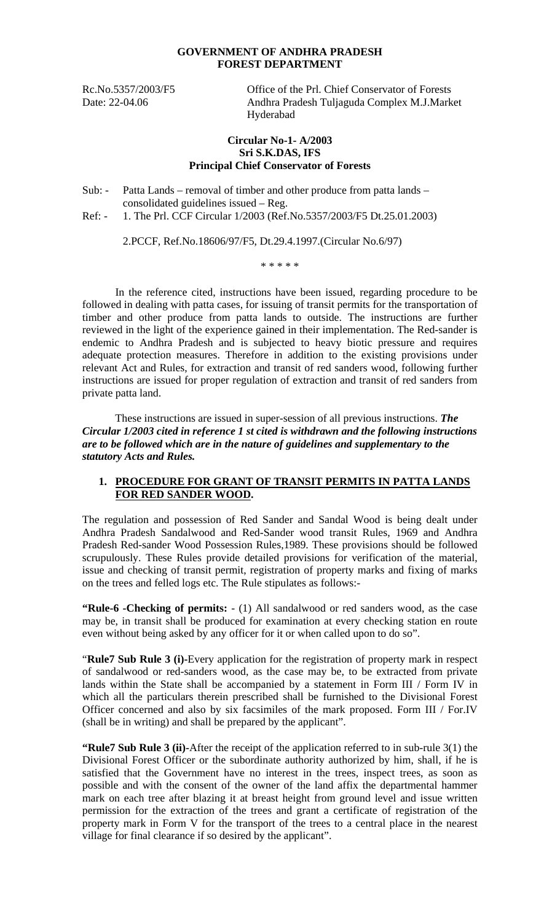**GOVERNMENT OF ANDHRA PRADESH**
**FOREST DEPARTMENT**

Rc.No.5357/2003/F5 Office of the Prl. Chief Conservator of Forests
Date: 22-04.06 Andhra Pradesh Tuljaguda Complex M.J.Market Hyderabad

**Circular No-1- A/2003**
**Sri S.K.DAS, IFS**
**Principal Chief Conservator of Forests**

Sub: - Patta Lands – removal of timber and other produce from patta lands – consolidated guidelines issued – Reg.

Ref: - 1. The Prl. CCF Circular 1/2003 (Ref.No.5357/2003/F5 Dt.25.01.2003)

2.PCCF, Ref.No.18606/97/F5, Dt.29.4.1997.(Circular No.6/97)

\* \* \* \* \*

In the reference cited, instructions have been issued, regarding procedure to be followed in dealing with patta cases, for issuing of transit permits for the transportation of timber and other produce from patta lands to outside. The instructions are further reviewed in the light of the experience gained in their implementation. The Red-sander is endemic to Andhra Pradesh and is subjected to heavy biotic pressure and requires adequate protection measures. Therefore in addition to the existing provisions under relevant Act and Rules, for extraction and transit of red sanders wood, following further instructions are issued for proper regulation of extraction and transit of red sanders from private patta land.

These instructions are issued in super-session of all previous instructions. ***The Circular 1/2003 cited in reference 1 st cited is withdrawn and the following instructions are to be followed which are in the nature of guidelines and supplementary to the statutory Acts and Rules.***

1. **PROCEDURE FOR GRANT OF TRANSIT PERMITS IN PATTA LANDS FOR RED SANDER WOOD.**

The regulation and possession of Red Sander and Sandal Wood is being dealt under Andhra Pradesh Sandalwood and Red-Sander wood transit Rules, 1969 and Andhra Pradesh Red-sander Wood Possession Rules,1989. These provisions should be followed scrupulously. These Rules provide detailed provisions for verification of the material, issue and checking of transit permit, registration of property marks and fixing of marks on the trees and felled logs etc. The Rule stipulates as follows:-

**"Rule-6 -Checking of permits:** - (1) All sandalwood or red sanders wood, as the case may be, in transit shall be produced for examination at every checking station en route even without being asked by any officer for it or when called upon to do so".

"**Rule7 Sub Rule 3 (i)**-Every application for the registration of property mark in respect of sandalwood or red-sanders wood, as the case may be, to be extracted from private lands within the State shall be accompanied by a statement in Form III / Form IV in which all the particulars therein prescribed shall be furnished to the Divisional Forest Officer concerned and also by six facsimiles of the mark proposed. Form III / For.IV (shall be in writing) and shall be prepared by the applicant".

**"Rule7 Sub Rule 3 (ii)**-After the receipt of the application referred to in sub-rule 3(1) the Divisional Forest Officer or the subordinate authority authorized by him, shall, if he is satisfied that the Government have no interest in the trees, inspect trees, as soon as possible and with the consent of the owner of the land affix the departmental hammer mark on each tree after blazing it at breast height from ground level and issue written permission for the extraction of the trees and grant a certificate of registration of the property mark in Form V for the transport of the trees to a central place in the nearest village for final clearance if so desired by the applicant".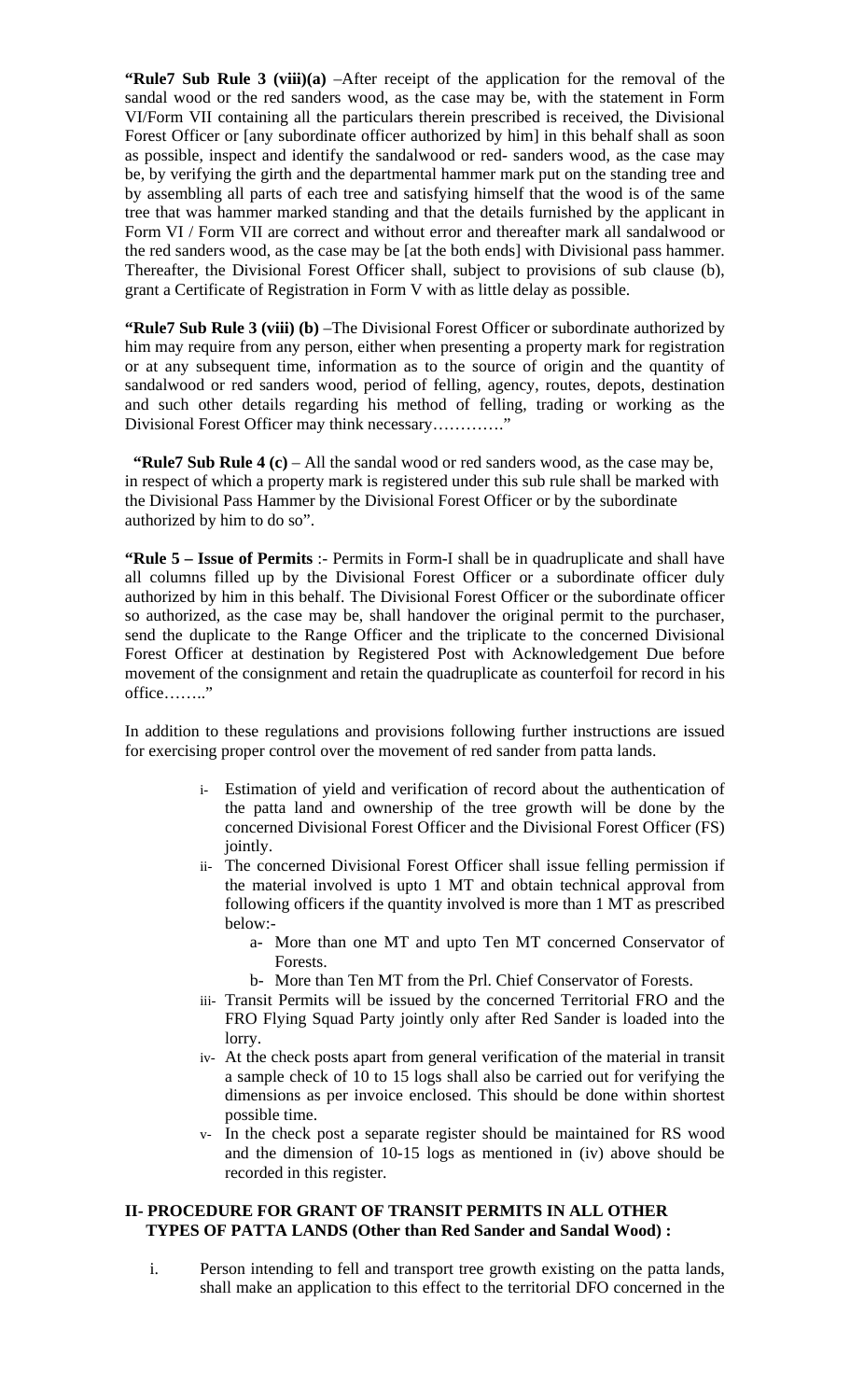**"Rule7 Sub Rule 3 (viii)(a)** –After receipt of the application for the removal of the sandal wood or the red sanders wood, as the case may be, with the statement in Form VI/Form VII containing all the particulars therein prescribed is received, the Divisional Forest Officer or [any subordinate officer authorized by him] in this behalf shall as soon as possible, inspect and identify the sandalwood or red- sanders wood, as the case may be, by verifying the girth and the departmental hammer mark put on the standing tree and by assembling all parts of each tree and satisfying himself that the wood is of the same tree that was hammer marked standing and that the details furnished by the applicant in Form VI / Form VII are correct and without error and thereafter mark all sandalwood or the red sanders wood, as the case may be [at the both ends] with Divisional pass hammer. Thereafter, the Divisional Forest Officer shall, subject to provisions of sub clause (b), grant a Certificate of Registration in Form V with as little delay as possible.

**"Rule7 Sub Rule 3 (viii) (b)** –The Divisional Forest Officer or subordinate authorized by him may require from any person, either when presenting a property mark for registration or at any subsequent time, information as to the source of origin and the quantity of sandalwood or red sanders wood, period of felling, agency, routes, depots, destination and such other details regarding his method of felling, trading or working as the Divisional Forest Officer may think necessary…………"

**"Rule7 Sub Rule 4 (c)** – All the sandal wood or red sanders wood, as the case may be, in respect of which a property mark is registered under this sub rule shall be marked with the Divisional Pass Hammer by the Divisional Forest Officer or by the subordinate authorized by him to do so".

**"Rule 5 – Issue of Permits** :- Permits in Form-I shall be in quadruplicate and shall have all columns filled up by the Divisional Forest Officer or a subordinate officer duly authorized by him in this behalf. The Divisional Forest Officer or the subordinate officer so authorized, as the case may be, shall handover the original permit to the purchaser, send the duplicate to the Range Officer and the triplicate to the concerned Divisional Forest Officer at destination by Registered Post with Acknowledgement Due before movement of the consignment and retain the quadruplicate as counterfoil for record in his office…….."

In addition to these regulations and provisions following further instructions are issued for exercising proper control over the movement of red sander from patta lands.

- i- Estimation of yield and verification of record about the authentication of the patta land and ownership of the tree growth will be done by the concerned Divisional Forest Officer and the Divisional Forest Officer (FS) jointly.
- ii- The concerned Divisional Forest Officer shall issue felling permission if the material involved is upto 1 MT and obtain technical approval from following officers if the quantity involved is more than 1 MT as prescribed below:-
  - a- More than one MT and upto Ten MT concerned Conservator of Forests.
  - b- More than Ten MT from the Prl. Chief Conservator of Forests.
- iii- Transit Permits will be issued by the concerned Territorial FRO and the FRO Flying Squad Party jointly only after Red Sander is loaded into the lorry.
- iv- At the check posts apart from general verification of the material in transit a sample check of 10 to 15 logs shall also be carried out for verifying the dimensions as per invoice enclosed. This should be done within shortest possible time.
- v- In the check post a separate register should be maintained for RS wood and the dimension of 10-15 logs as mentioned in (iv) above should be recorded in this register.

## II- PROCEDURE FOR GRANT OF TRANSIT PERMITS IN ALL OTHER TYPES OF PATTA LANDS (Other than Red Sander and Sandal Wood) :

i. Person intending to fell and transport tree growth existing on the patta lands, shall make an application to this effect to the territorial DFO concerned in the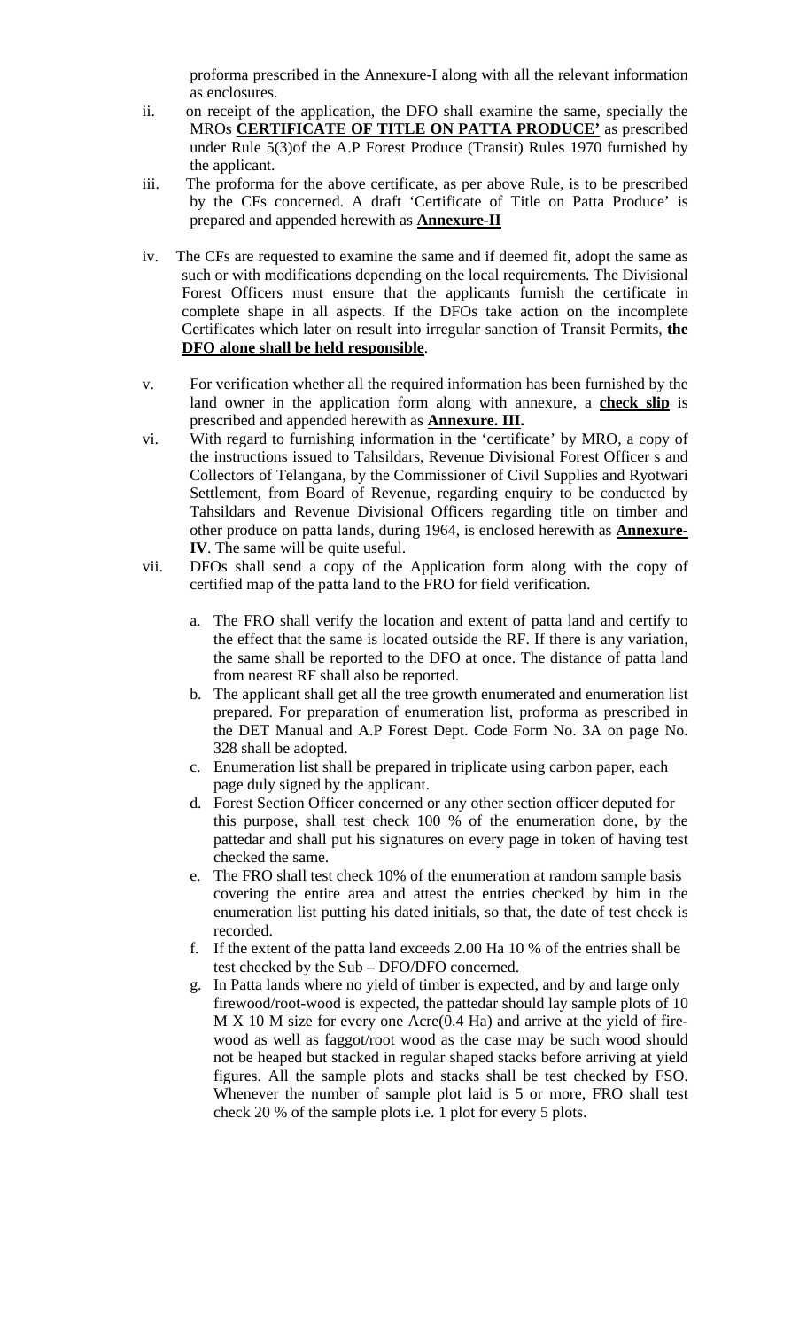proforma prescribed in the Annexure-I along with all the relevant information as enclosures.

ii. on receipt of the application, the DFO shall examine the same, specially the MROs **CERTIFICATE OF TITLE ON PATTA PRODUCE'** as prescribed under Rule 5(3)of the A.P Forest Produce (Transit) Rules 1970 furnished by the applicant.

iii. The proforma for the above certificate, as per above Rule, is to be prescribed by the CFs concerned. A draft 'Certificate of Title on Patta Produce' is prepared and appended herewith as **Annexure-II**

iv. The CFs are requested to examine the same and if deemed fit, adopt the same as such or with modifications depending on the local requirements. The Divisional Forest Officers must ensure that the applicants furnish the certificate in complete shape in all aspects. If the DFOs take action on the incomplete Certificates which later on result into irregular sanction of Transit Permits, **the DFO alone shall be held responsible**.

v. For verification whether all the required information has been furnished by the land owner in the application form along with annexure, a **check slip** is prescribed and appended herewith as **Annexure. III.**

vi. With regard to furnishing information in the 'certificate' by MRO, a copy of the instructions issued to Tahsildars, Revenue Divisional Forest Officer s and Collectors of Telangana, by the Commissioner of Civil Supplies and Ryotwari Settlement, from Board of Revenue, regarding enquiry to be conducted by Tahsildars and Revenue Divisional Officers regarding title on timber and other produce on patta lands, during 1964, is enclosed herewith as **Annexure-IV**. The same will be quite useful.

vii. DFOs shall send a copy of the Application form along with the copy of certified map of the patta land to the FRO for field verification.

   a. The FRO shall verify the location and extent of patta land and certify to the effect that the same is located outside the RF. If there is any variation, the same shall be reported to the DFO at once. The distance of patta land from nearest RF shall also be reported.
   b. The applicant shall get all the tree growth enumerated and enumeration list prepared. For preparation of enumeration list, proforma as prescribed in the DET Manual and A.P Forest Dept. Code Form No. 3A on page No. 328 shall be adopted.
   c. Enumeration list shall be prepared in triplicate using carbon paper, each page duly signed by the applicant.
   d. Forest Section Officer concerned or any other section officer deputed for this purpose, shall test check 100 % of the enumeration done, by the pattedar and shall put his signatures on every page in token of having test checked the same.
   e. The FRO shall test check 10% of the enumeration at random sample basis covering the entire area and attest the entries checked by him in the enumeration list putting his dated initials, so that, the date of test check is recorded.
   f. If the extent of the patta land exceeds 2.00 Ha 10 % of the entries shall be test checked by the Sub – DFO/DFO concerned.
   g. In Patta lands where no yield of timber is expected, and by and large only firewood/root-wood is expected, the pattedar should lay sample plots of 10 M X 10 M size for every one Acre(0.4 Ha) and arrive at the yield of fire-wood as well as faggot/root wood as the case may be such wood should not be heaped but stacked in regular shaped stacks before arriving at yield figures. All the sample plots and stacks shall be test checked by FSO. Whenever the number of sample plot laid is 5 or more, FRO shall test check 20 % of the sample plots i.e. 1 plot for every 5 plots.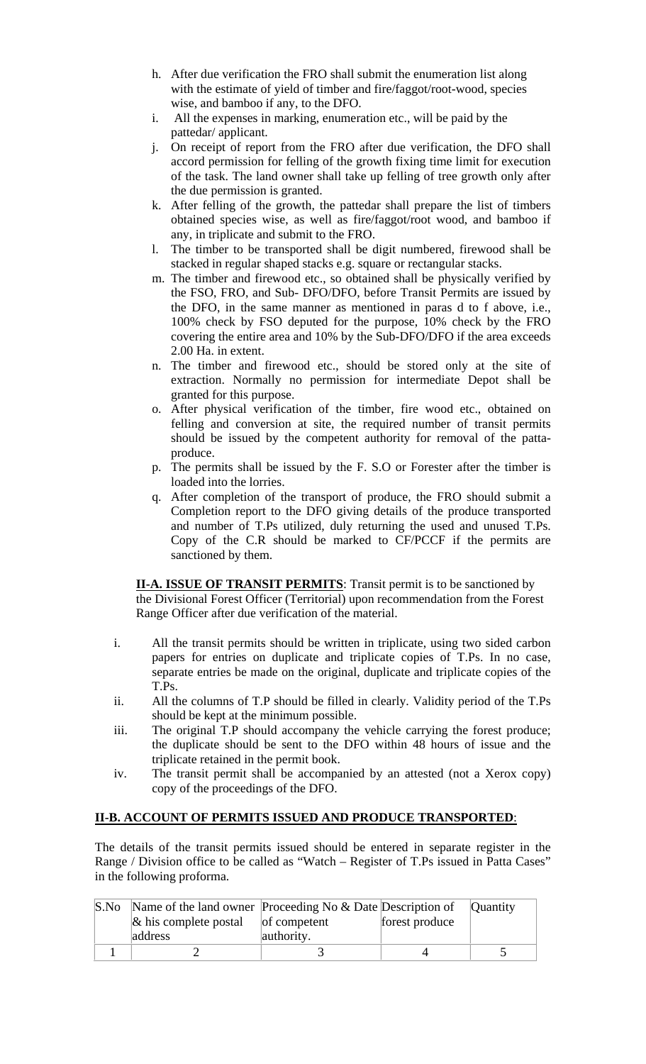h. After due verification the FRO shall submit the enumeration list along with the estimate of yield of timber and fire/faggot/root-wood, species wise, and bamboo if any, to the DFO.

i. All the expenses in marking, enumeration etc., will be paid by the pattedar/ applicant.

j. On receipt of report from the FRO after due verification, the DFO shall accord permission for felling of the growth fixing time limit for execution of the task. The land owner shall take up felling of tree growth only after the due permission is granted.

k. After felling of the growth, the pattedar shall prepare the list of timbers obtained species wise, as well as fire/faggot/root wood, and bamboo if any, in triplicate and submit to the FRO.

l. The timber to be transported shall be digit numbered, firewood shall be stacked in regular shaped stacks e.g. square or rectangular stacks.

m. The timber and firewood etc., so obtained shall be physically verified by the FSO, FRO, and Sub- DFO/DFO, before Transit Permits are issued by the DFO, in the same manner as mentioned in paras d to f above, i.e., 100% check by FSO deputed for the purpose, 10% check by the FRO covering the entire area and 10% by the Sub-DFO/DFO if the area exceeds 2.00 Ha. in extent.

n. The timber and firewood etc., should be stored only at the site of extraction. Normally no permission for intermediate Depot shall be granted for this purpose.

o. After physical verification of the timber, fire wood etc., obtained on felling and conversion at site, the required number of transit permits should be issued by the competent authority for removal of the patta-produce.

p. The permits shall be issued by the F. S.O or Forester after the timber is loaded into the lorries.

q. After completion of the transport of produce, the FRO should submit a Completion report to the DFO giving details of the produce transported and number of T.Ps utilized, duly returning the used and unused T.Ps. Copy of the C.R should be marked to CF/PCCF if the permits are sanctioned by them.

**II-A. ISSUE OF TRANSIT PERMITS**: Transit permit is to be sanctioned by the Divisional Forest Officer (Territorial) upon recommendation from the Forest Range Officer after due verification of the material.

i. All the transit permits should be written in triplicate, using two sided carbon papers for entries on duplicate and triplicate copies of T.Ps. In no case, separate entries be made on the original, duplicate and triplicate copies of the T.Ps.

ii. All the columns of T.P should be filled in clearly. Validity period of the T.Ps should be kept at the minimum possible.

iii. The original T.P should accompany the vehicle carrying the forest produce; the duplicate should be sent to the DFO within 48 hours of issue and the triplicate retained in the permit book.

iv. The transit permit shall be accompanied by an attested (not a Xerox copy) copy of the proceedings of the DFO.

**II-B. ACCOUNT OF PERMITS ISSUED AND PRODUCE TRANSPORTED**:

The details of the transit permits issued should be entered in separate register in the Range / Division office to be called as "Watch – Register of T.Ps issued in Patta Cases" in the following proforma.

| S.No | Name of the land owner & his complete postal address | Proceeding No & Date of competent authority. | Description of forest produce | Quantity |
|---|---|---|---|---|
| 1 | 2 | 3 | 4 | 5 |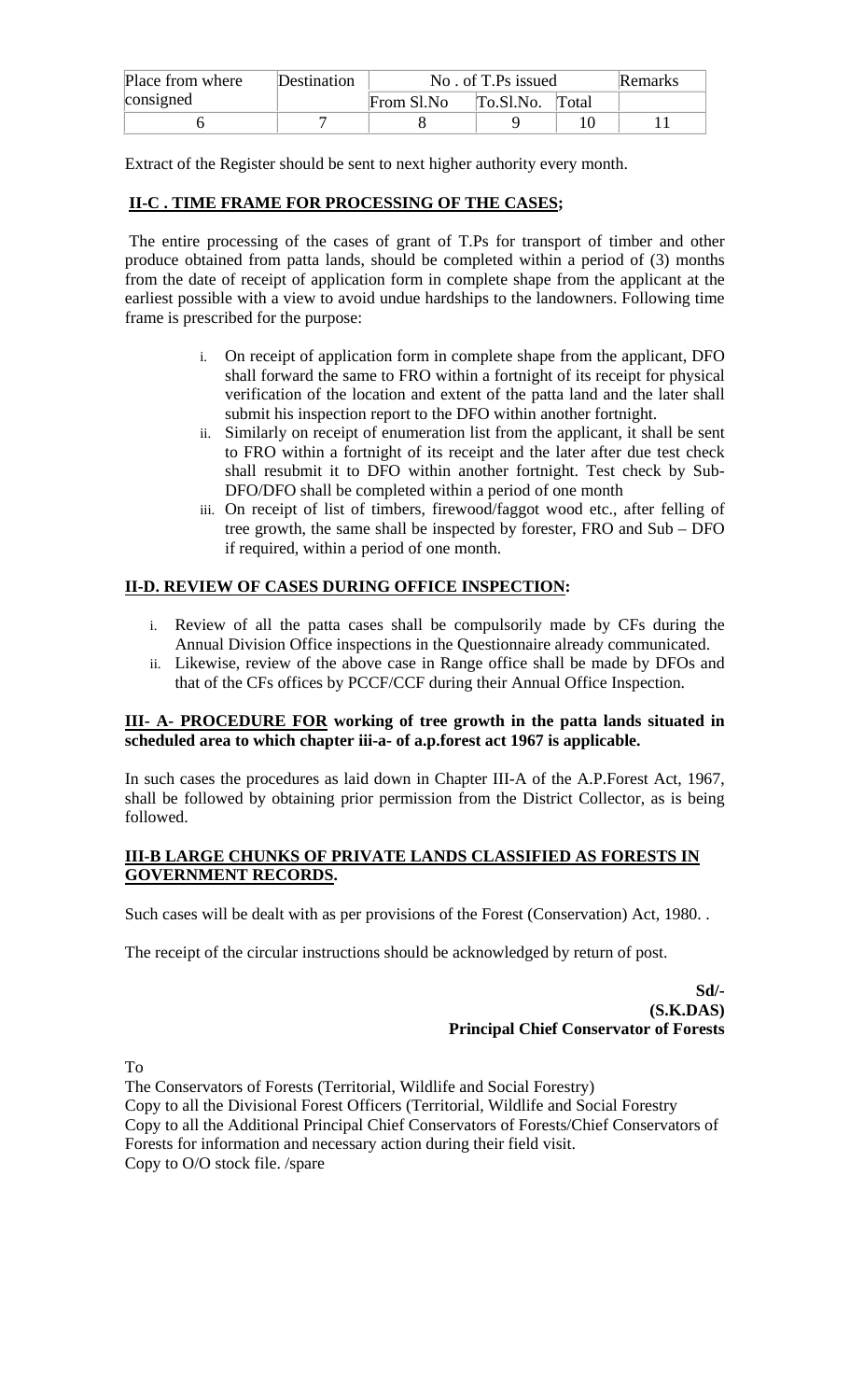| Place from where consigned | Destination | No . of T.Ps issued | | | Remarks |
|---|---|---|---|---|---|
| | | From Sl.No | To.Sl.No. | Total | |
| 6 | 7 | 8 | 9 | 10 | 11 |

Extract of the Register should be sent to next higher authority every month.

## II-C . TIME FRAME FOR PROCESSING OF THE CASES;

The entire processing of the cases of grant of T.Ps for transport of timber and other produce obtained from patta lands, should be completed within a period of (3) months from the date of receipt of application form in complete shape from the applicant at the earliest possible with a view to avoid undue hardships to the landowners. Following time frame is prescribed for the purpose:

i. On receipt of application form in complete shape from the applicant, DFO shall forward the same to FRO within a fortnight of its receipt for physical verification of the location and extent of the patta land and the later shall submit his inspection report to the DFO within another fortnight.
ii. Similarly on receipt of enumeration list from the applicant, it shall be sent to FRO within a fortnight of its receipt and the later after due test check shall resubmit it to DFO within another fortnight. Test check by Sub-DFO/DFO shall be completed within a period of one month
iii. On receipt of list of timbers, firewood/faggot wood etc., after felling of tree growth, the same shall be inspected by forester, FRO and Sub – DFO if required, within a period of one month.

## II-D. REVIEW OF CASES DURING OFFICE INSPECTION:

i. Review of all the patta cases shall be compulsorily made by CFs during the Annual Division Office inspections in the Questionnaire already communicated.
ii. Likewise, review of the above case in Range office shall be made by DFOs and that of the CFs offices by PCCF/CCF during their Annual Office Inspection.

## III- A- PROCEDURE FOR working of tree growth in the patta lands situated in scheduled area to which chapter iii-a- of a.p.forest act 1967 is applicable.

In such cases the procedures as laid down in Chapter III-A of the A.P.Forest Act, 1967, shall be followed by obtaining prior permission from the District Collector, as is being followed.

## III-B LARGE CHUNKS OF PRIVATE LANDS CLASSIFIED AS FORESTS IN GOVERNMENT RECORDS.

Such cases will be dealt with as per provisions of the Forest (Conservation) Act, 1980. .

The receipt of the circular instructions should be acknowledged by return of post.

**Sd/-**
**(S.K.DAS)**
**Principal Chief Conservator of Forests**

To

The Conservators of Forests (Territorial, Wildlife and Social Forestry)
Copy to all the Divisional Forest Officers (Territorial, Wildlife and Social Forestry
Copy to all the Additional Principal Chief Conservators of Forests/Chief Conservators of Forests for information and necessary action during their field visit.
Copy to O/O stock file. /spare